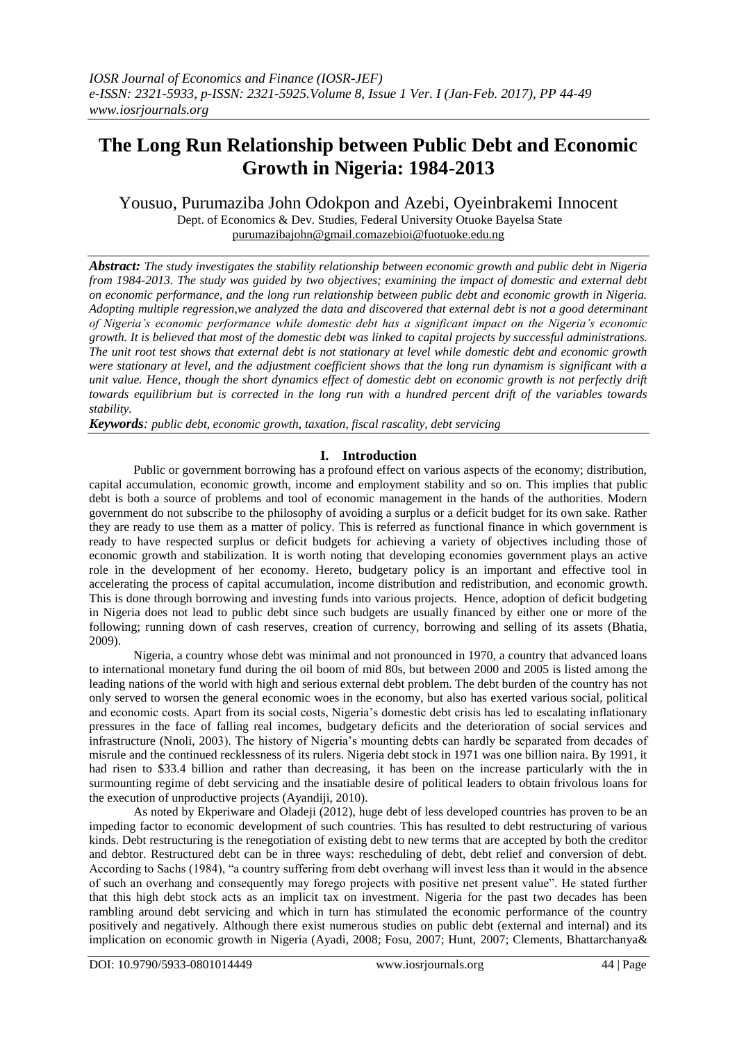# The Long Run Relationship between Public Debt and Economic Growth in Nigeria: 1984-2013

Yousuo, Purumaziba John Odokpon and Azebi, Oyeinbrakemi Innocent

Dept. of Economics & Dev. Studies, Federal University Otuoke Bayelsa State

purumazibajohn@gmail.comazebioi@fuotuoke.edu.ng

***Abstract:*** *The study investigates the stability relationship between economic growth and public debt in Nigeria from 1984-2013. The study was guided by two objectives; examining the impact of domestic and external debt on economic performance, and the long run relationship between public debt and economic growth in Nigeria. Adopting multiple regression,we analyzed the data and discovered that external debt is not a good determinant of Nigeria's economic performance while domestic debt has a significant impact on the Nigeria's economic growth. It is believed that most of the domestic debt was linked to capital projects by successful administrations. The unit root test shows that external debt is not stationary at level while domestic debt and economic growth were stationary at level, and the adjustment coefficient shows that the long run dynamism is significant with a unit value. Hence, though the short dynamics effect of domestic debt on economic growth is not perfectly drift towards equilibrium but is corrected in the long run with a hundred percent drift of the variables towards stability.*

***Keywords****: public debt, economic growth, taxation, fiscal rascality, debt servicing*

## I. Introduction

Public or government borrowing has a profound effect on various aspects of the economy; distribution, capital accumulation, economic growth, income and employment stability and so on. This implies that public debt is both a source of problems and tool of economic management in the hands of the authorities. Modern government do not subscribe to the philosophy of avoiding a surplus or a deficit budget for its own sake. Rather they are ready to use them as a matter of policy. This is referred as functional finance in which government is ready to have respected surplus or deficit budgets for achieving a variety of objectives including those of economic growth and stabilization. It is worth noting that developing economies government plays an active role in the development of her economy. Hereto, budgetary policy is an important and effective tool in accelerating the process of capital accumulation, income distribution and redistribution, and economic growth. This is done through borrowing and investing funds into various projects. Hence, adoption of deficit budgeting in Nigeria does not lead to public debt since such budgets are usually financed by either one or more of the following; running down of cash reserves, creation of currency, borrowing and selling of its assets (Bhatia, 2009).

Nigeria, a country whose debt was minimal and not pronounced in 1970, a country that advanced loans to international monetary fund during the oil boom of mid 80s, but between 2000 and 2005 is listed among the leading nations of the world with high and serious external debt problem. The debt burden of the country has not only served to worsen the general economic woes in the economy, but also has exerted various social, political and economic costs. Apart from its social costs, Nigeria's domestic debt crisis has led to escalating inflationary pressures in the face of falling real incomes, budgetary deficits and the deterioration of social services and infrastructure (Nnoli, 2003). The history of Nigeria's mounting debts can hardly be separated from decades of misrule and the continued recklessness of its rulers. Nigeria debt stock in 1971 was one billion naira. By 1991, it had risen to $33.4 billion and rather than decreasing, it has been on the increase particularly with the in surmounting regime of debt servicing and the insatiable desire of political leaders to obtain frivolous loans for the execution of unproductive projects (Ayandiji, 2010).

As noted by Ekperiware and Oladeji (2012), huge debt of less developed countries has proven to be an impeding factor to economic development of such countries. This has resulted to debt restructuring of various kinds. Debt restructuring is the renegotiation of existing debt to new terms that are accepted by both the creditor and debtor. Restructured debt can be in three ways: rescheduling of debt, debt relief and conversion of debt. According to Sachs (1984), "a country suffering from debt overhang will invest less than it would in the absence of such an overhang and consequently may forego projects with positive net present value". He stated further that this high debt stock acts as an implicit tax on investment. Nigeria for the past two decades has been rambling around debt servicing and which in turn has stimulated the economic performance of the country positively and negatively. Although there exist numerous studies on public debt (external and internal) and its implication on economic growth in Nigeria (Ayadi, 2008; Fosu, 2007; Hunt, 2007; Clements, Bhattarchanya&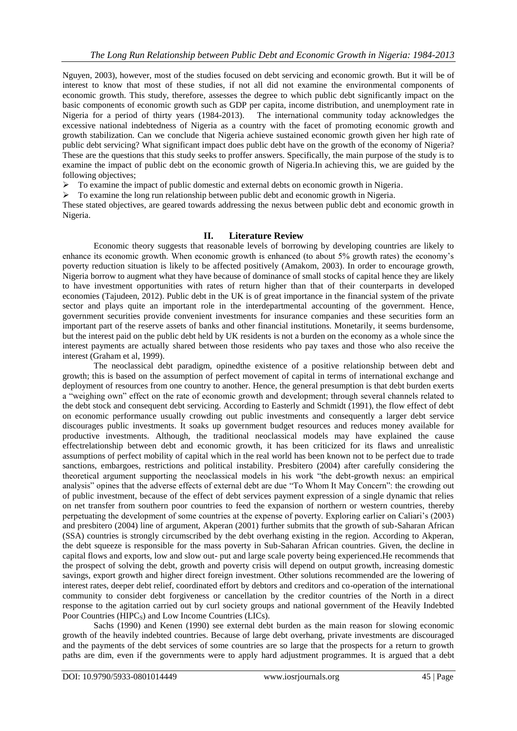Nguyen, 2003), however, most of the studies focused on debt servicing and economic growth. But it will be of interest to know that most of these studies, if not all did not examine the environmental components of economic growth. This study, therefore, assesses the degree to which public debt significantly impact on the basic components of economic growth such as GDP per capita, income distribution, and unemployment rate in Nigeria for a period of thirty years (1984-2013). The international community today acknowledges the excessive national indebtedness of Nigeria as a country with the facet of promoting economic growth and growth stabilization. Can we conclude that Nigeria achieve sustained economic growth given her high rate of public debt servicing? What significant impact does public debt have on the growth of the economy of Nigeria? These are the questions that this study seeks to proffer answers. Specifically, the main purpose of the study is to examine the impact of public debt on the economic growth of Nigeria.In achieving this, we are guided by the following objectives;

- To examine the impact of public domestic and external debts on economic growth in Nigeria.
- To examine the long run relationship between public debt and economic growth in Nigeria.

These stated objectives, are geared towards addressing the nexus between public debt and economic growth in Nigeria.

## II. Literature Review

Economic theory suggests that reasonable levels of borrowing by developing countries are likely to enhance its economic growth. When economic growth is enhanced (to about 5% growth rates) the economy's poverty reduction situation is likely to be affected positively (Amakom, 2003). In order to encourage growth, Nigeria borrow to augment what they have because of dominance of small stocks of capital hence they are likely to have investment opportunities with rates of return higher than that of their counterparts in developed economies (Tajudeen, 2012). Public debt in the UK is of great importance in the financial system of the private sector and plays quite an important role in the interdepartmental accounting of the government. Hence, government securities provide convenient investments for insurance companies and these securities form an important part of the reserve assets of banks and other financial institutions. Monetarily, it seems burdensome, but the interest paid on the public debt held by UK residents is not a burden on the economy as a whole since the interest payments are actually shared between those residents who pay taxes and those who also receive the interest (Graham et al, 1999).

The neoclassical debt paradigm, opinedthe existence of a positive relationship between debt and growth; this is based on the assumption of perfect movement of capital in terms of international exchange and deployment of resources from one country to another. Hence, the general presumption is that debt burden exerts a "weighing own" effect on the rate of economic growth and development; through several channels related to the debt stock and consequent debt servicing. According to Easterly and Schmidt (1991), the flow effect of debt on economic performance usually crowding out public investments and consequently a larger debt service discourages public investments. It soaks up government budget resources and reduces money available for productive investments. Although, the traditional neoclassical models may have explained the cause effectrelationship between debt and economic growth, it has been criticized for its flaws and unrealistic assumptions of perfect mobility of capital which in the real world has been known not to be perfect due to trade sanctions, embargoes, restrictions and political instability. Presbitero (2004) after carefully considering the theoretical argument supporting the neoclassical models in his work "the debt-growth nexus: an empirical analysis" opines that the adverse effects of external debt are due "To Whom It May Concern": the crowding out of public investment, because of the effect of debt services payment expression of a single dynamic that relies on net transfer from southern poor countries to feed the expansion of northern or western countries, thereby perpetuating the development of some countries at the expense of poverty. Exploring earlier on Caliari's (2003) and presbitero (2004) line of argument, Akperan (2001) further submits that the growth of sub-Saharan African (SSA) countries is strongly circumscribed by the debt overhang existing in the region. According to Akperan, the debt squeeze is responsible for the mass poverty in Sub-Saharan African countries. Given, the decline in capital flows and exports, low and slow out- put and large scale poverty being experienced.He recommends that the prospect of solving the debt, growth and poverty crisis will depend on output growth, increasing domestic savings, export growth and higher direct foreign investment. Other solutions recommended are the lowering of interest rates, deeper debt relief, coordinated effort by debtors and creditors and co-operation of the international community to consider debt forgiveness or cancellation by the creditor countries of the North in a direct response to the agitation carried out by curl society groups and national government of the Heavily Indebted Poor Countries ($HIPC_S$) and Low Income Countries (LICs).

Sachs (1990) and Kenen (1990) see external debt burden as the main reason for slowing economic growth of the heavily indebted countries. Because of large debt overhang, private investments are discouraged and the payments of the debt services of some countries are so large that the prospects for a return to growth paths are dim, even if the governments were to apply hard adjustment programmes. It is argued that a debt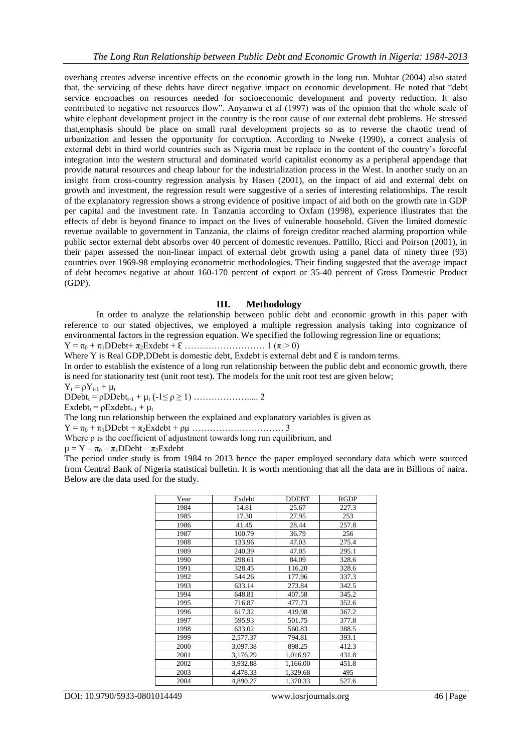overhang creates adverse incentive effects on the economic growth in the long run. Muhtar (2004) also stated that, the servicing of these debts have direct negative impact on economic development. He noted that "debt service encroaches on resources needed for socioeconomic development and poverty reduction. It also contributed to negative net resources flow". Anyanwu et al (1997) was of the opinion that the whole scale of white elephant development project in the country is the root cause of our external debt problems. He stressed that,emphasis should be place on small rural development projects so as to reverse the chaotic trend of urbanization and lessen the opportunity for corruption. According to Nweke (1990), a correct analysis of external debt in third world countries such as Nigeria must be replace in the content of the country's forceful integration into the western structural and dominated world capitalist economy as a peripheral appendage that provide natural resources and cheap labour for the industrialization process in the West. In another study on an insight from cross-country regression analysis by Hasen (2001), on the impact of aid and external debt on growth and investment, the regression result were suggestive of a series of interesting relationships. The result of the explanatory regression shows a strong evidence of positive impact of aid both on the growth rate in GDP per capital and the investment rate. In Tanzania according to Oxfam (1998), experience illustrates that the effects of debt is beyond finance to impact on the lives of vulnerable household. Given the limited domestic revenue available to government in Tanzania, the claims of foreign creditor reached alarming proportion while public sector external debt absorbs over 40 percent of domestic revenues. Pattillo, Ricci and Poirson (2001), in their paper assessed the non-linear impact of external debt growth using a panel data of ninety three (93) countries over 1969-98 employing econometric methodologies. Their finding suggested that the average impact of debt becomes negative at about 160-170 percent of export or 35-40 percent of Gross Domestic Product (GDP).

## III. Methodology

In order to analyze the relationship between public debt and economic growth in this paper with reference to our stated objectives, we employed a multiple regression analysis taking into cognizance of environmental factors in the regression equation. We specified the following regression line or equations;

$Y = \pi_0 + \pi_1 DDebt + \pi_2 Exdebt + \mathcal{E}$ ……………………… 1 $(\pi_1 > 0)$

Where Y is Real GDP,DDebt is domestic debt, Exdebt is external debt and $\mathcal{E}$ is random terms.

In order to establish the existence of a long run relationship between the public debt and economic growth, there is need for stationarity test (unit root test). The models for the unit root test are given below;

$Y_t = \rho Y_{t-1} + \mu_t$

$DDebt_t = \rho DDebt_{t-1} + \mu_t$ $(-1 \leq \rho \geq 1)$ ……………….... 2

$Exdebt_t = \rho Exdebt_{t-1} + \mu_t$

The long run relationship between the explained and explanatory variables is given as

$Y = \pi_0 + \pi_1 DDebt + \pi_2 Exdebt + \rho\mu$ …………………………. 3

Where $\rho$ is the coefficient of adjustment towards long run equilibrium, and

$\mu = Y - \pi_0 - \pi_1 DDebt - \pi_2 Exdebt$

The period under study is from 1984 to 2013 hence the paper employed secondary data which were sourced from Central Bank of Nigeria statistical bulletin. It is worth mentioning that all the data are in Billions of naira. Below are the data used for the study.

| Year | Exdebt | DDEBT | RGDP |
|---|---|---|---|
| 1984 | 14.81 | 25.67 | 227.3 |
| 1985 | 17.30 | 27.95 | 253 |
| 1986 | 41.45 | 28.44 | 257.8 |
| 1987 | 100.79 | 36.79 | 256 |
| 1988 | 133.96 | 47.03 | 275.4 |
| 1989 | 240.39 | 47.05 | 295.1 |
| 1990 | 298.61 | 84.09 | 328.6 |
| 1991 | 328.45 | 116.20 | 328.6 |
| 1992 | 544.26 | 177.96 | 337.3 |
| 1993 | 633.14 | 273.84 | 342.5 |
| 1994 | 648.81 | 407.58 | 345.2 |
| 1995 | 716.87 | 477.73 | 352.6 |
| 1996 | 617.32 | 419.98 | 367.2 |
| 1997 | 595.93 | 501.75 | 377.8 |
| 1998 | 633.02 | 560.83 | 388.5 |
| 1999 | 2,577.37 | 794.81 | 393.1 |
| 2000 | 3,097.38 | 898.25 | 412.3 |
| 2001 | 3,176.29 | 1,016.97 | 431.8 |
| 2002 | 3,932.88 | 1,166.00 | 451.8 |
| 2003 | 4,478.33 | 1,329.68 | 495 |
| 2004 | 4,890.27 | 1,370.33 | 527.6 |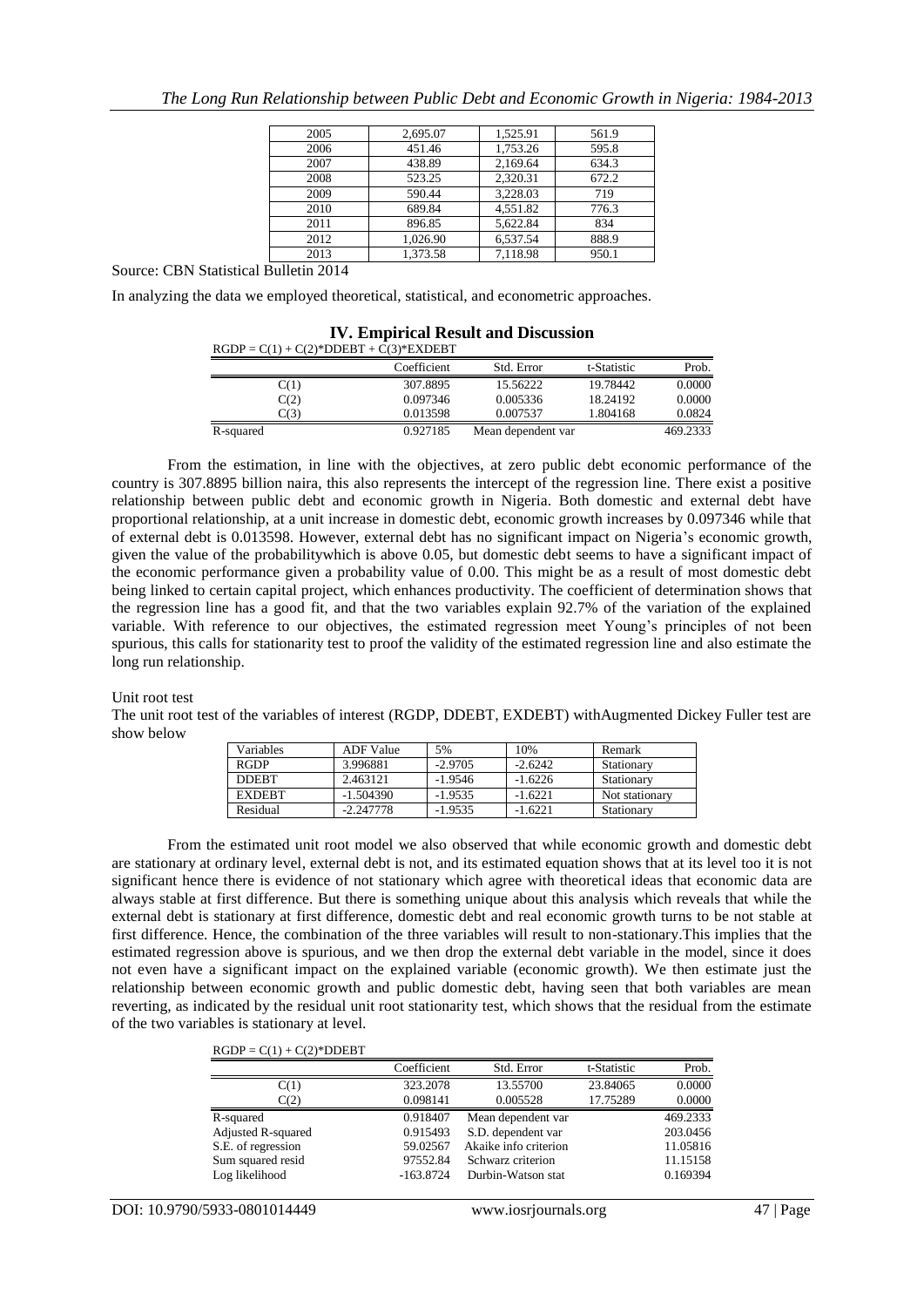| 2005 | 2,695.07 | 1,525.91 | 561.9 |
|---|---|---|---|
| 2006 | 451.46 | 1,753.26 | 595.8 |
| 2007 | 438.89 | 2,169.64 | 634.3 |
| 2008 | 523.25 | 2,320.31 | 672.2 |
| 2009 | 590.44 | 3,228.03 | 719 |
| 2010 | 689.84 | 4,551.82 | 776.3 |
| 2011 | 896.85 | 5,622.84 | 834 |
| 2012 | 1,026.90 | 6,537.54 | 888.9 |
| 2013 | 1,373.58 | 7,118.98 | 950.1 |

Source: CBN Statistical Bulletin 2014

In analyzing the data we employed theoretical, statistical, and econometric approaches.

## IV. Empirical Result and Discussion

RGDP = C(1) + C(2)*DDEBT + C(3)*EXDEBT

| | Coefficient | Std. Error | t-Statistic | Prob. |
|---|---|---|---|---|
| C(1) | 307.8895 | 15.56222 | 19.78442 | 0.0000 |
| C(2) | 0.097346 | 0.005336 | 18.24192 | 0.0000 |
| C(3) | 0.013598 | 0.007537 | 1.804168 | 0.0824 |
| R-squared | 0.927185 | Mean dependent var | | 469.2333 |

From the estimation, in line with the objectives, at zero public debt economic performance of the country is 307.8895 billion naira, this also represents the intercept of the regression line. There exist a positive relationship between public debt and economic growth in Nigeria. Both domestic and external debt have proportional relationship, at a unit increase in domestic debt, economic growth increases by 0.097346 while that of external debt is 0.013598. However, external debt has no significant impact on Nigeria's economic growth, given the value of the probabilitywhich is above 0.05, but domestic debt seems to have a significant impact of the economic performance given a probability value of 0.00. This might be as a result of most domestic debt being linked to certain capital project, which enhances productivity. The coefficient of determination shows that the regression line has a good fit, and that the two variables explain 92.7% of the variation of the explained variable. With reference to our objectives, the estimated regression meet Young's principles of not been spurious, this calls for stationarity test to proof the validity of the estimated regression line and also estimate the long run relationship.

Unit root test

The unit root test of the variables of interest (RGDP, DDEBT, EXDEBT) withAugmented Dickey Fuller test are show below

| Variables | ADF Value | 5% | 10% | Remark |
|---|---|---|---|---|
| RGDP | 3.996881 | -2.9705 | -2.6242 | Stationary |
| DDEBT | 2.463121 | -1.9546 | -1.6226 | Stationary |
| EXDEBT | -1.504390 | -1.9535 | -1.6221 | Not stationary |
| Residual | -2.247778 | -1.9535 | -1.6221 | Stationary |

From the estimated unit root model we also observed that while economic growth and domestic debt are stationary at ordinary level, external debt is not, and its estimated equation shows that at its level too it is not significant hence there is evidence of not stationary which agree with theoretical ideas that economic data are always stable at first difference. But there is something unique about this analysis which reveals that while the external debt is stationary at first difference, domestic debt and real economic growth turns to be not stable at first difference. Hence, the combination of the three variables will result to non-stationary.This implies that the estimated regression above is spurious, and we then drop the external debt variable in the model, since it does not even have a significant impact on the explained variable (economic growth). We then estimate just the relationship between economic growth and public domestic debt, having seen that both variables are mean reverting, as indicated by the residual unit root stationarity test, which shows that the residual from the estimate of the two variables is stationary at level.

RGDP = C(1) + C(2)*DDEBT

| | Coefficient | Std. Error | t-Statistic | Prob. |
|---|---|---|---|---|
| C(1) | 323.2078 | 13.55700 | 23.84065 | 0.0000 |
| C(2) | 0.098141 | 0.005528 | 17.75289 | 0.0000 |
| R-squared | 0.918407 | Mean dependent var | | 469.2333 |
| Adjusted R-squared | 0.915493 | S.D. dependent var | | 203.0456 |
| S.E. of regression | 59.02567 | Akaike info criterion | | 11.05816 |
| Sum squared resid | 97552.84 | Schwarz criterion | | 11.15158 |
| Log likelihood | -163.8724 | Durbin-Watson stat | | 0.169394 |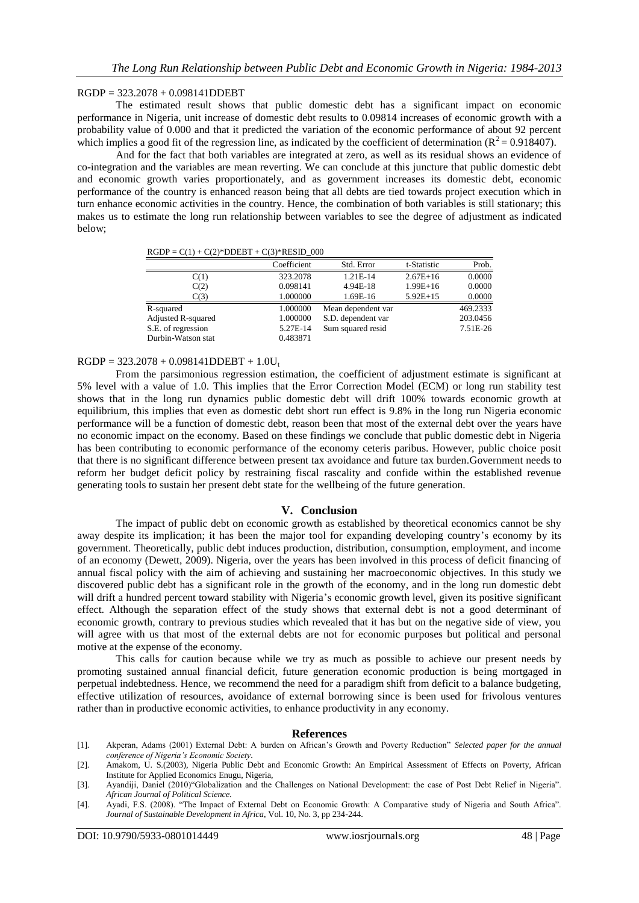$RGDP = 323.2078 + 0.098141DDEBT$

The estimated result shows that public domestic debt has a significant impact on economic performance in Nigeria, unit increase of domestic debt results to 0.09814 increases of economic growth with a probability value of 0.000 and that it predicted the variation of the economic performance of about 92 percent which implies a good fit of the regression line, as indicated by the coefficient of determination ($R^2 = 0.918407$).

And for the fact that both variables are integrated at zero, as well as its residual shows an evidence of co-integration and the variables are mean reverting. We can conclude at this juncture that public domestic debt and economic growth varies proportionately, and as government increases its domestic debt, economic performance of the country is enhanced reason being that all debts are tied towards project execution which in turn enhance economic activities in the country. Hence, the combination of both variables is still stationary; this makes us to estimate the long run relationship between variables to see the degree of adjustment as indicated below;

RGDP = C(1) + C(2)*DDEBT + C(3)*RESID_000

| | Coefficient | Std. Error | t-Statistic | Prob. |
|---|---|---|---|---|
| C(1) | 323.2078 | 1.21E-14 | 2.67E+16 | 0.0000 |
| C(2) | 0.098141 | 4.94E-18 | 1.99E+16 | 0.0000 |
| C(3) | 1.000000 | 1.69E-16 | 5.92E+15 | 0.0000 |
| R-squared | 1.000000 | Mean dependent var | | 469.2333 |
| Adjusted R-squared | 1.000000 | S.D. dependent var | | 203.0456 |
| S.E. of regression | 5.27E-14 | Sum squared resid | | 7.51E-26 |
| Durbin-Watson stat | 0.483871 | | | |

$RGDP = 323.2078 + 0.098141DDEBT + 1.0U_t$

From the parsimonious regression estimation, the coefficient of adjustment estimate is significant at 5% level with a value of 1.0. This implies that the Error Correction Model (ECM) or long run stability test shows that in the long run dynamics public domestic debt will drift 100% towards economic growth at equilibrium, this implies that even as domestic debt short run effect is 9.8% in the long run Nigeria economic performance will be a function of domestic debt, reason been that most of the external debt over the years have no economic impact on the economy. Based on these findings we conclude that public domestic debt in Nigeria has been contributing to economic performance of the economy ceteris paribus. However, public choice posit that there is no significant difference between present tax avoidance and future tax burden.Government needs to reform her budget deficit policy by restraining fiscal rascality and confide within the established revenue generating tools to sustain her present debt state for the wellbeing of the future generation.

## V. Conclusion

The impact of public debt on economic growth as established by theoretical economics cannot be shy away despite its implication; it has been the major tool for expanding developing country's economy by its government. Theoretically, public debt induces production, distribution, consumption, employment, and income of an economy (Dewett, 2009). Nigeria, over the years has been involved in this process of deficit financing of annual fiscal policy with the aim of achieving and sustaining her macroeconomic objectives. In this study we discovered public debt has a significant role in the growth of the economy, and in the long run domestic debt will drift a hundred percent toward stability with Nigeria's economic growth level, given its positive significant effect. Although the separation effect of the study shows that external debt is not a good determinant of economic growth, contrary to previous studies which revealed that it has but on the negative side of view, you will agree with us that most of the external debts are not for economic purposes but political and personal motive at the expense of the economy.

This calls for caution because while we try as much as possible to achieve our present needs by promoting sustained annual financial deficit, future generation economic production is being mortgaged in perpetual indebtedness. Hence, we recommend the need for a paradigm shift from deficit to a balance budgeting, effective utilization of resources, avoidance of external borrowing since is been used for frivolous ventures rather than in productive economic activities, to enhance productivity in any economy.

## References

[1]. Akperan, Adams (2001) External Debt: A burden on African's Growth and Poverty Reduction" *Selected paper for the annual conference of Nigeria's Economic Society*.

[2]. Amakom, U. S.(2003), Nigeria Public Debt and Economic Growth: An Empirical Assessment of Effects on Poverty, African Institute for Applied Economics Enugu, Nigeria,

[3]. Ayandiji, Daniel (2010)"Globalization and the Challenges on National Development: the case of Post Debt Relief in Nigeria". *African Journal of Political Science.*

[4]. Ayadi, F.S. (2008). "The Impact of External Debt on Economic Growth: A Comparative study of Nigeria and South Africa". *Journal of Sustainable Development in Africa*, Vol. 10, No. 3, pp 234-244.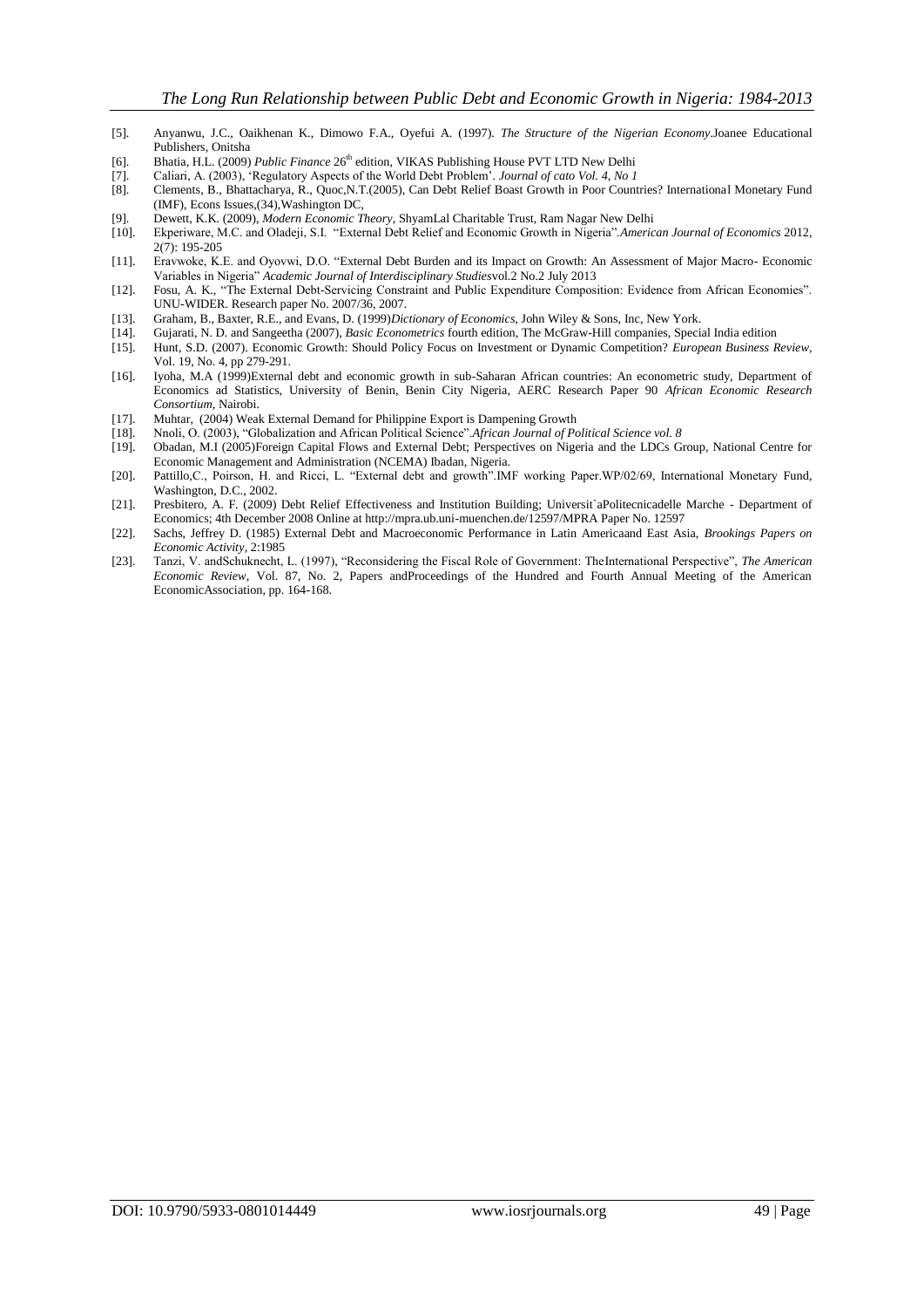[5]. Anyanwu, J.C., Oaikhenan K., Dimowo F.A., Oyefui A. (1997). *The Structure of the Nigerian Economy*.Joanee Educational Publishers, Onitsha

[6]. Bhatia, H.L. (2009) *Public Finance* 26th edition, VIKAS Publishing House PVT LTD New Delhi

[7]. Caliari, A. (2003), 'Regulatory Aspects of the World Debt Problem'. *Journal of cato Vol. 4, No 1*

[8]. Clements, B., Bhattacharya, R., Quoc,N.T.(2005), Can Debt Relief Boast Growth in Poor Countries? International Monetary Fund (IMF), Econs Issues,(34),Washington DC,

[9]. Dewett, K.K. (2009), *Modern Economic Theory*, ShyamLal Charitable Trust, Ram Nagar New Delhi

[10]. Ekperiware, M.C. and Oladeji, S.I. "External Debt Relief and Economic Growth in Nigeria".*American Journal of Economics* 2012, 2(7): 195-205

[11]. Eravwoke, K.E. and Oyovwi, D.O. "External Debt Burden and its Impact on Growth: An Assessment of Major Macro- Economic Variables in Nigeria" *Academic Journal of Interdisciplinary Studies*vol.2 No.2 July 2013

[12]. Fosu, A. K., "The External Debt-Servicing Constraint and Public Expenditure Composition: Evidence from African Economies". UNU-WIDER. Research paper No. 2007/36, 2007.

[13]. Graham, B., Baxter, R.E., and Evans, D. (1999)*Dictionary of Economics*, John Wiley & Sons, Inc, New York.

[14]. Gujarati, N. D. and Sangeetha (2007), *Basic Econometrics* fourth edition, The McGraw-Hill companies, Special India edition

[15]. Hunt, S.D. (2007). Economic Growth: Should Policy Focus on Investment or Dynamic Competition? *European Business Review*, Vol. 19, No. 4, pp 279-291.

[16]. Iyoha, M.A (1999)External debt and economic growth in sub-Saharan African countries: An econometric study, Department of Economics ad Statistics, University of Benin, Benin City Nigeria, AERC Research Paper 90 *African Economic Research Consortium*, Nairobi.

[17]. Muhtar, (2004) Weak External Demand for Philippine Export is Dampening Growth

[18]. Nnoli, O. (2003), "Globalization and African Political Science".*African Journal of Political Science vol. 8*

[19]. Obadan, M.I (2005)Foreign Capital Flows and External Debt; Perspectives on Nigeria and the LDCs Group, National Centre for Economic Management and Administration (NCEMA) Ibadan, Nigeria.

[20]. Pattillo,C., Poirson, H. and Ricci, L. "External debt and growth".IMF working Paper.WP/02/69, International Monetary Fund, Washington, D.C., 2002.

[21]. Presbitero, A. F. (2009) Debt Relief Effectiveness and Institution Building; Universit`aPolitecnicadelle Marche - Department of Economics; 4th December 2008 Online at http://mpra.ub.uni-muenchen.de/12597/MPRA Paper No. 12597

[22]. Sachs, Jeffrey D. (1985) External Debt and Macroeconomic Performance in Latin Americaand East Asia, *Brookings Papers on Economic Activity*, 2:1985

[23]. Tanzi, V. andSchuknecht, L. (1997), "Reconsidering the Fiscal Role of Government: TheInternational Perspective", *The American Economic Review*, Vol. 87, No. 2, Papers andProceedings of the Hundred and Fourth Annual Meeting of the American EconomicAssociation, pp. 164-168.